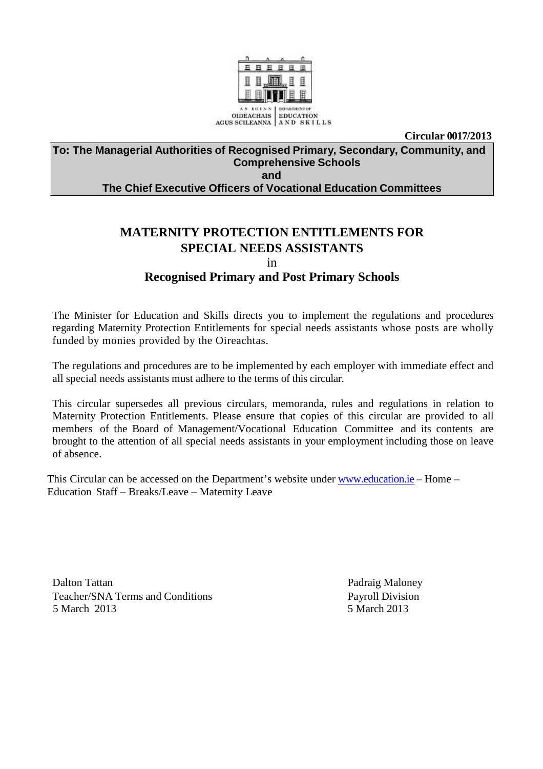AN ROINN OIDEACHAIS AGUS SCILEANNA | DEPARTMENT OF EDUCATION AND SKILLS

**Circular 0017/2013**

**To: The Managerial Authorities of Recognised Primary, Secondary, Community, and Comprehensive Schools**
**and**
**The Chief Executive Officers of Vocational Education Committees**

# MATERNITY PROTECTION ENTITLEMENTS FOR SPECIAL NEEDS ASSISTANTS

in

## Recognised Primary and Post Primary Schools

The Minister for Education and Skills directs you to implement the regulations and procedures regarding Maternity Protection Entitlements for special needs assistants whose posts are wholly funded by monies provided by the Oireachtas.

The regulations and procedures are to be implemented by each employer with immediate effect and all special needs assistants must adhere to the terms of this circular.

This circular supersedes all previous circulars, memoranda, rules and regulations in relation to Maternity Protection Entitlements. Please ensure that copies of this circular are provided to all members of the Board of Management/Vocational Education Committee and its contents are brought to the attention of all special needs assistants in your employment including those on leave of absence.

This Circular can be accessed on the Department's website under www.education.ie – Home – Education Staff – Breaks/Leave – Maternity Leave

Dalton Tattan
Teacher/SNA Terms and Conditions
5 March 2013

Padraig Maloney
Payroll Division
5 March 2013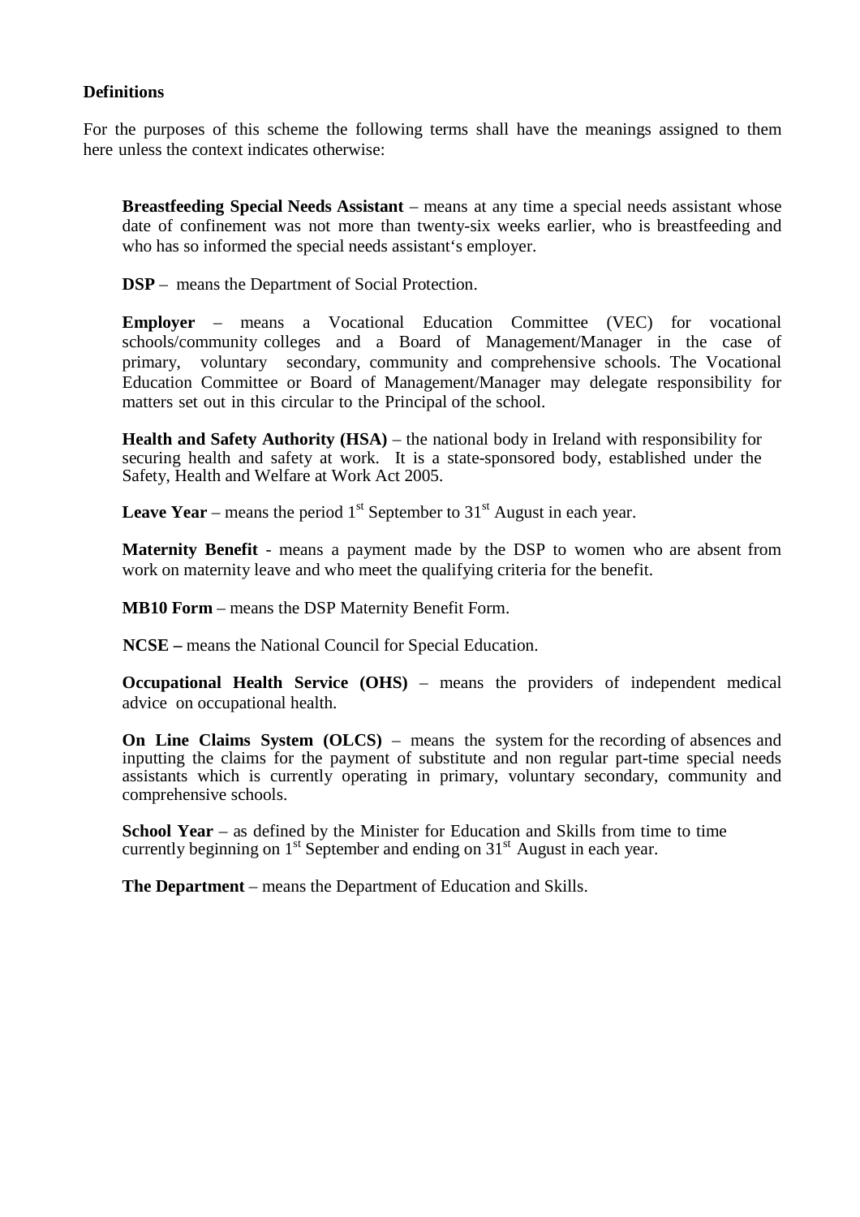**Definitions**

For the purposes of this scheme the following terms shall have the meanings assigned to them here unless the context indicates otherwise:

**Breastfeeding Special Needs Assistant** – means at any time a special needs assistant whose date of confinement was not more than twenty-six weeks earlier, who is breastfeeding and who has so informed the special needs assistant's employer.

**DSP** – means the Department of Social Protection.

**Employer** – means a Vocational Education Committee (VEC) for vocational schools/community colleges and a Board of Management/Manager in the case of primary, voluntary secondary, community and comprehensive schools. The Vocational Education Committee or Board of Management/Manager may delegate responsibility for matters set out in this circular to the Principal of the school.

**Health and Safety Authority (HSA)** – the national body in Ireland with responsibility for securing health and safety at work. It is a state-sponsored body, established under the Safety, Health and Welfare at Work Act 2005.

**Leave Year** – means the period 1st September to 31st August in each year.

**Maternity Benefit** - means a payment made by the DSP to women who are absent from work on maternity leave and who meet the qualifying criteria for the benefit.

**MB10 Form** – means the DSP Maternity Benefit Form.

**NCSE –** means the National Council for Special Education.

**Occupational Health Service (OHS)** – means the providers of independent medical advice on occupational health.

**On Line Claims System (OLCS)** – means the system for the recording of absences and inputting the claims for the payment of substitute and non regular part-time special needs assistants which is currently operating in primary, voluntary secondary, community and comprehensive schools.

**School Year** – as defined by the Minister for Education and Skills from time to time currently beginning on 1st September and ending on 31st August in each year.

**The Department** – means the Department of Education and Skills.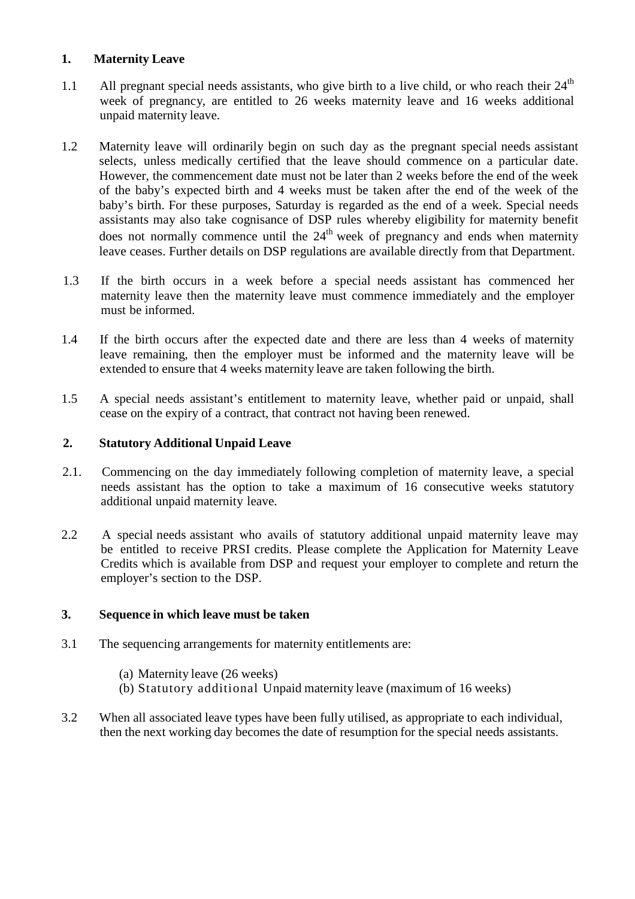## 1. Maternity Leave

1.1 All pregnant special needs assistants, who give birth to a live child, or who reach their 24th week of pregnancy, are entitled to 26 weeks maternity leave and 16 weeks additional unpaid maternity leave.

1.2 Maternity leave will ordinarily begin on such day as the pregnant special needs assistant selects, unless medically certified that the leave should commence on a particular date. However, the commencement date must not be later than 2 weeks before the end of the week of the baby's expected birth and 4 weeks must be taken after the end of the week of the baby's birth. For these purposes, Saturday is regarded as the end of a week. Special needs assistants may also take cognisance of DSP rules whereby eligibility for maternity benefit does not normally commence until the 24th week of pregnancy and ends when maternity leave ceases. Further details on DSP regulations are available directly from that Department.

1.3 If the birth occurs in a week before a special needs assistant has commenced her maternity leave then the maternity leave must commence immediately and the employer must be informed.

1.4 If the birth occurs after the expected date and there are less than 4 weeks of maternity leave remaining, then the employer must be informed and the maternity leave will be extended to ensure that 4 weeks maternity leave are taken following the birth.

1.5 A special needs assistant's entitlement to maternity leave, whether paid or unpaid, shall cease on the expiry of a contract, that contract not having been renewed.

## 2. Statutory Additional Unpaid Leave

2.1. Commencing on the day immediately following completion of maternity leave, a special needs assistant has the option to take a maximum of 16 consecutive weeks statutory additional unpaid maternity leave.

2.2 A special needs assistant who avails of statutory additional unpaid maternity leave may be entitled to receive PRSI credits. Please complete the Application for Maternity Leave Credits which is available from DSP and request your employer to complete and return the employer's section to the DSP.

## 3. Sequence in which leave must be taken

3.1 The sequencing arrangements for maternity entitlements are:

(a) Maternity leave (26 weeks)
(b) Statutory additional Unpaid maternity leave (maximum of 16 weeks)

3.2 When all associated leave types have been fully utilised, as appropriate to each individual, then the next working day becomes the date of resumption for the special needs assistants.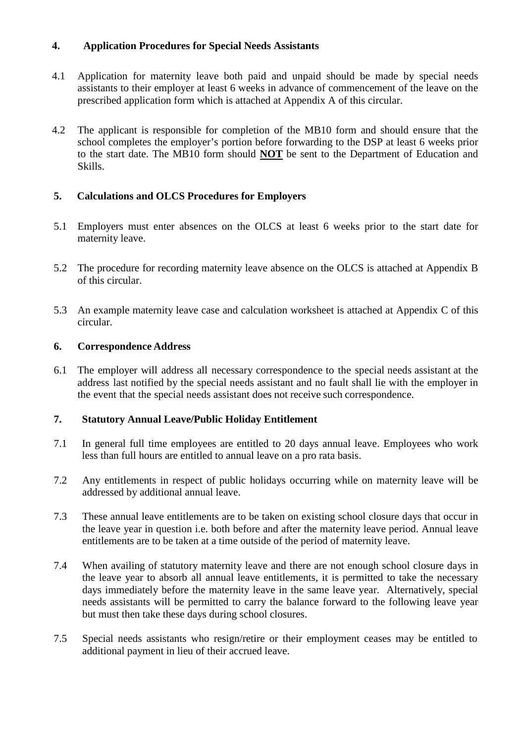## 4. Application Procedures for Special Needs Assistants

4.1 Application for maternity leave both paid and unpaid should be made by special needs assistants to their employer at least 6 weeks in advance of commencement of the leave on the prescribed application form which is attached at Appendix A of this circular.

4.2 The applicant is responsible for completion of the MB10 form and should ensure that the school completes the employer's portion before forwarding to the DSP at least 6 weeks prior to the start date. The MB10 form should **NOT** be sent to the Department of Education and Skills.

## 5. Calculations and OLCS Procedures for Employers

5.1 Employers must enter absences on the OLCS at least 6 weeks prior to the start date for maternity leave.

5.2 The procedure for recording maternity leave absence on the OLCS is attached at Appendix B of this circular.

5.3 An example maternity leave case and calculation worksheet is attached at Appendix C of this circular.

## 6. Correspondence Address

6.1 The employer will address all necessary correspondence to the special needs assistant at the address last notified by the special needs assistant and no fault shall lie with the employer in the event that the special needs assistant does not receive such correspondence.

## 7. Statutory Annual Leave/Public Holiday Entitlement

7.1 In general full time employees are entitled to 20 days annual leave. Employees who work less than full hours are entitled to annual leave on a pro rata basis.

7.2 Any entitlements in respect of public holidays occurring while on maternity leave will be addressed by additional annual leave.

7.3 These annual leave entitlements are to be taken on existing school closure days that occur in the leave year in question i.e. both before and after the maternity leave period. Annual leave entitlements are to be taken at a time outside of the period of maternity leave.

7.4 When availing of statutory maternity leave and there are not enough school closure days in the leave year to absorb all annual leave entitlements, it is permitted to take the necessary days immediately before the maternity leave in the same leave year. Alternatively, special needs assistants will be permitted to carry the balance forward to the following leave year but must then take these days during school closures.

7.5 Special needs assistants who resign/retire or their employment ceases may be entitled to additional payment in lieu of their accrued leave.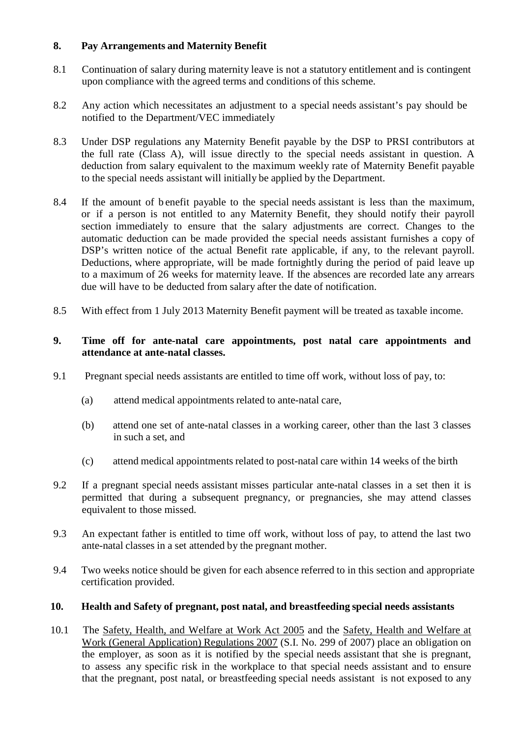## 8. Pay Arrangements and Maternity Benefit

8.1 Continuation of salary during maternity leave is not a statutory entitlement and is contingent upon compliance with the agreed terms and conditions of this scheme.

8.2 Any action which necessitates an adjustment to a special needs assistant's pay should be notified to the Department/VEC immediately

8.3 Under DSP regulations any Maternity Benefit payable by the DSP to PRSI contributors at the full rate (Class A), will issue directly to the special needs assistant in question. A deduction from salary equivalent to the maximum weekly rate of Maternity Benefit payable to the special needs assistant will initially be applied by the Department.

8.4 If the amount of benefit payable to the special needs assistant is less than the maximum, or if a person is not entitled to any Maternity Benefit, they should notify their payroll section immediately to ensure that the salary adjustments are correct. Changes to the automatic deduction can be made provided the special needs assistant furnishes a copy of DSP's written notice of the actual Benefit rate applicable, if any, to the relevant payroll. Deductions, where appropriate, will be made fortnightly during the period of paid leave up to a maximum of 26 weeks for maternity leave. If the absences are recorded late any arrears due will have to be deducted from salary after the date of notification.

8.5 With effect from 1 July 2013 Maternity Benefit payment will be treated as taxable income.

## 9. Time off for ante-natal care appointments, post natal care appointments and attendance at ante-natal classes.

9.1 Pregnant special needs assistants are entitled to time off work, without loss of pay, to:

(a) attend medical appointments related to ante-natal care,

(b) attend one set of ante-natal classes in a working career, other than the last 3 classes in such a set, and

(c) attend medical appointments related to post-natal care within 14 weeks of the birth

9.2 If a pregnant special needs assistant misses particular ante-natal classes in a set then it is permitted that during a subsequent pregnancy, or pregnancies, she may attend classes equivalent to those missed.

9.3 An expectant father is entitled to time off work, without loss of pay, to attend the last two ante-natal classes in a set attended by the pregnant mother.

9.4 Two weeks notice should be given for each absence referred to in this section and appropriate certification provided.

## 10. Health and Safety of pregnant, post natal, and breastfeeding special needs assistants

10.1 The Safety, Health, and Welfare at Work Act 2005 and the Safety, Health and Welfare at Work (General Application) Regulations 2007 (S.I. No. 299 of 2007) place an obligation on the employer, as soon as it is notified by the special needs assistant that she is pregnant, to assess any specific risk in the workplace to that special needs assistant and to ensure that the pregnant, post natal, or breastfeeding special needs assistant is not exposed to any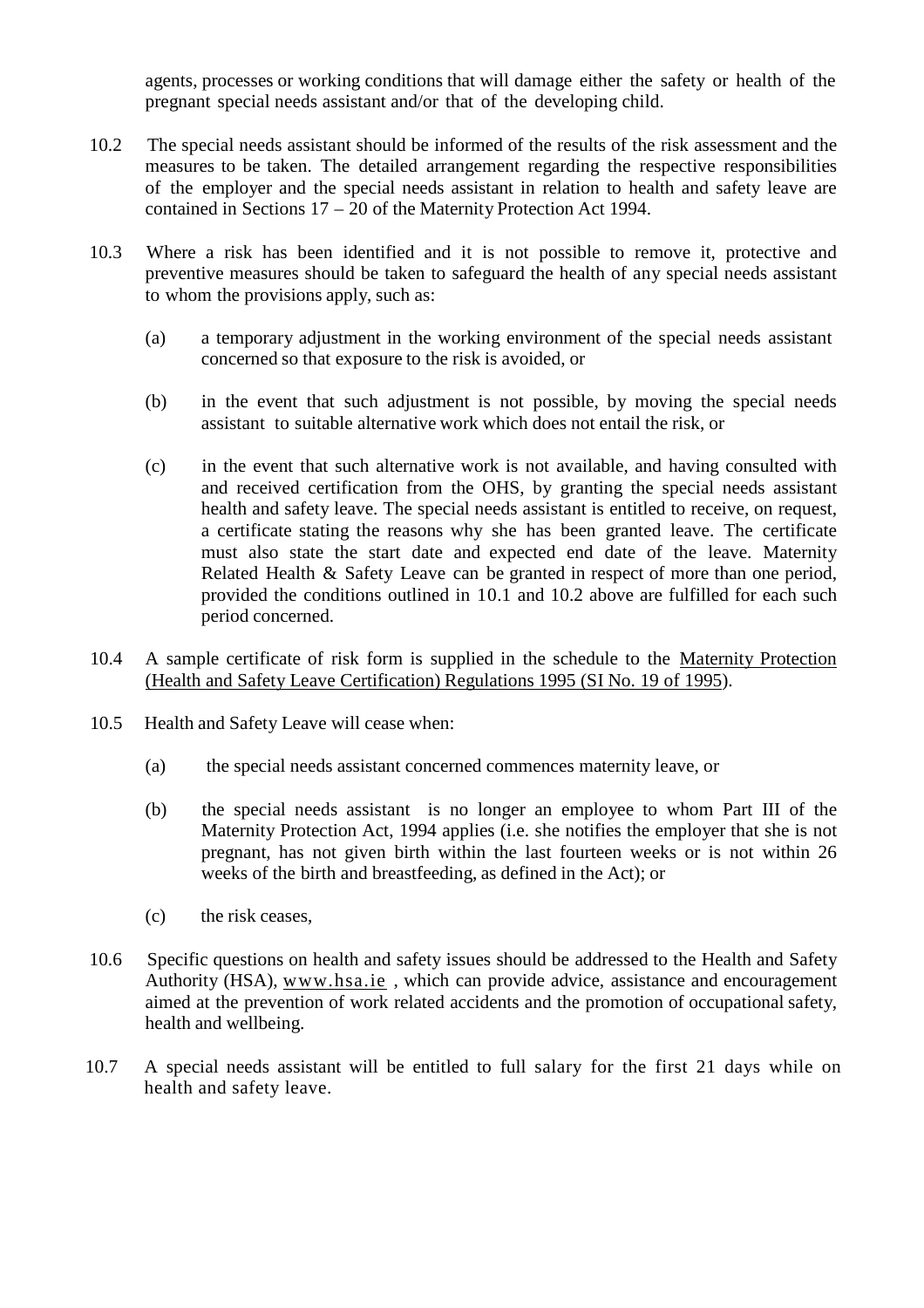agents, processes or working conditions that will damage either the safety or health of the pregnant special needs assistant and/or that of the developing child.

10.2 The special needs assistant should be informed of the results of the risk assessment and the measures to be taken. The detailed arrangement regarding the respective responsibilities of the employer and the special needs assistant in relation to health and safety leave are contained in Sections 17 – 20 of the Maternity Protection Act 1994.

10.3 Where a risk has been identified and it is not possible to remove it, protective and preventive measures should be taken to safeguard the health of any special needs assistant to whom the provisions apply, such as:

(a) a temporary adjustment in the working environment of the special needs assistant concerned so that exposure to the risk is avoided, or

(b) in the event that such adjustment is not possible, by moving the special needs assistant to suitable alternative work which does not entail the risk, or

(c) in the event that such alternative work is not available, and having consulted with and received certification from the OHS, by granting the special needs assistant health and safety leave. The special needs assistant is entitled to receive, on request, a certificate stating the reasons why she has been granted leave. The certificate must also state the start date and expected end date of the leave. Maternity Related Health & Safety Leave can be granted in respect of more than one period, provided the conditions outlined in 10.1 and 10.2 above are fulfilled for each such period concerned.

10.4 A sample certificate of risk form is supplied in the schedule to the Maternity Protection (Health and Safety Leave Certification) Regulations 1995 (SI No. 19 of 1995).

10.5 Health and Safety Leave will cease when:

(a) the special needs assistant concerned commences maternity leave, or

(b) the special needs assistant is no longer an employee to whom Part III of the Maternity Protection Act, 1994 applies (i.e. she notifies the employer that she is not pregnant, has not given birth within the last fourteen weeks or is not within 26 weeks of the birth and breastfeeding, as defined in the Act); or

(c) the risk ceases,

10.6 Specific questions on health and safety issues should be addressed to the Health and Safety Authority (HSA), www.hsa.ie , which can provide advice, assistance and encouragement aimed at the prevention of work related accidents and the promotion of occupational safety, health and wellbeing.

10.7 A special needs assistant will be entitled to full salary for the first 21 days while on health and safety leave.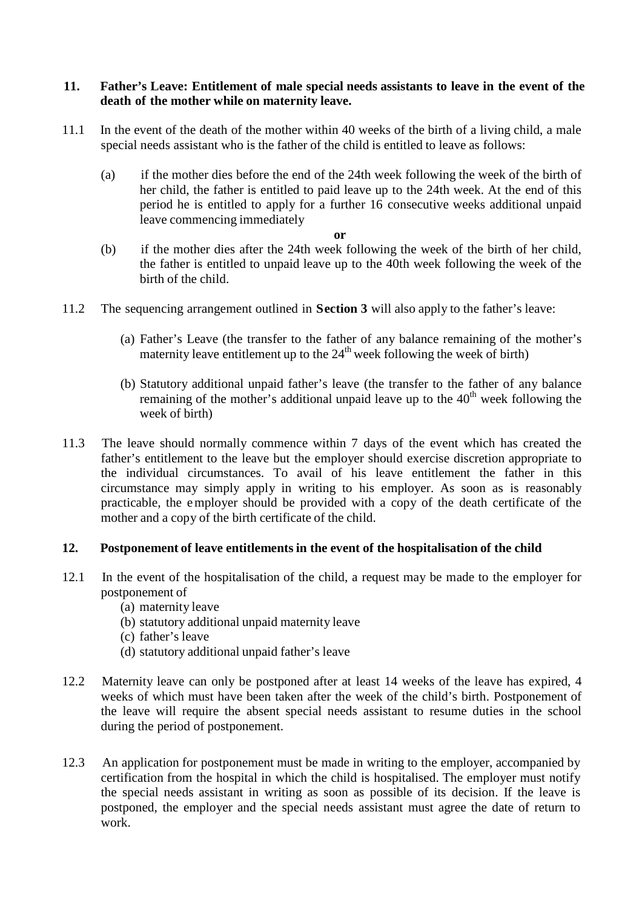## 11. Father's Leave: Entitlement of male special needs assistants to leave in the event of the death of the mother while on maternity leave.

11.1 In the event of the death of the mother within 40 weeks of the birth of a living child, a male special needs assistant who is the father of the child is entitled to leave as follows:

(a) if the mother dies before the end of the 24th week following the week of the birth of her child, the father is entitled to paid leave up to the 24th week. At the end of this period he is entitled to apply for a further 16 consecutive weeks additional unpaid leave commencing immediately

**or**

(b) if the mother dies after the 24th week following the week of the birth of her child, the father is entitled to unpaid leave up to the 40th week following the week of the birth of the child.

11.2 The sequencing arrangement outlined in **Section 3** will also apply to the father's leave:

(a) Father's Leave (the transfer to the father of any balance remaining of the mother's maternity leave entitlement up to the 24th week following the week of birth)

(b) Statutory additional unpaid father's leave (the transfer to the father of any balance remaining of the mother's additional unpaid leave up to the 40th week following the week of birth)

11.3 The leave should normally commence within 7 days of the event which has created the father's entitlement to the leave but the employer should exercise discretion appropriate to the individual circumstances. To avail of his leave entitlement the father in this circumstance may simply apply in writing to his employer. As soon as is reasonably practicable, the employer should be provided with a copy of the death certificate of the mother and a copy of the birth certificate of the child.

## 12. Postponement of leave entitlements in the event of the hospitalisation of the child

12.1 In the event of the hospitalisation of the child, a request may be made to the employer for postponement of

(a) maternity leave
(b) statutory additional unpaid maternity leave
(c) father's leave
(d) statutory additional unpaid father's leave

12.2 Maternity leave can only be postponed after at least 14 weeks of the leave has expired, 4 weeks of which must have been taken after the week of the child's birth. Postponement of the leave will require the absent special needs assistant to resume duties in the school during the period of postponement.

12.3 An application for postponement must be made in writing to the employer, accompanied by certification from the hospital in which the child is hospitalised. The employer must notify the special needs assistant in writing as soon as possible of its decision. If the leave is postponed, the employer and the special needs assistant must agree the date of return to work.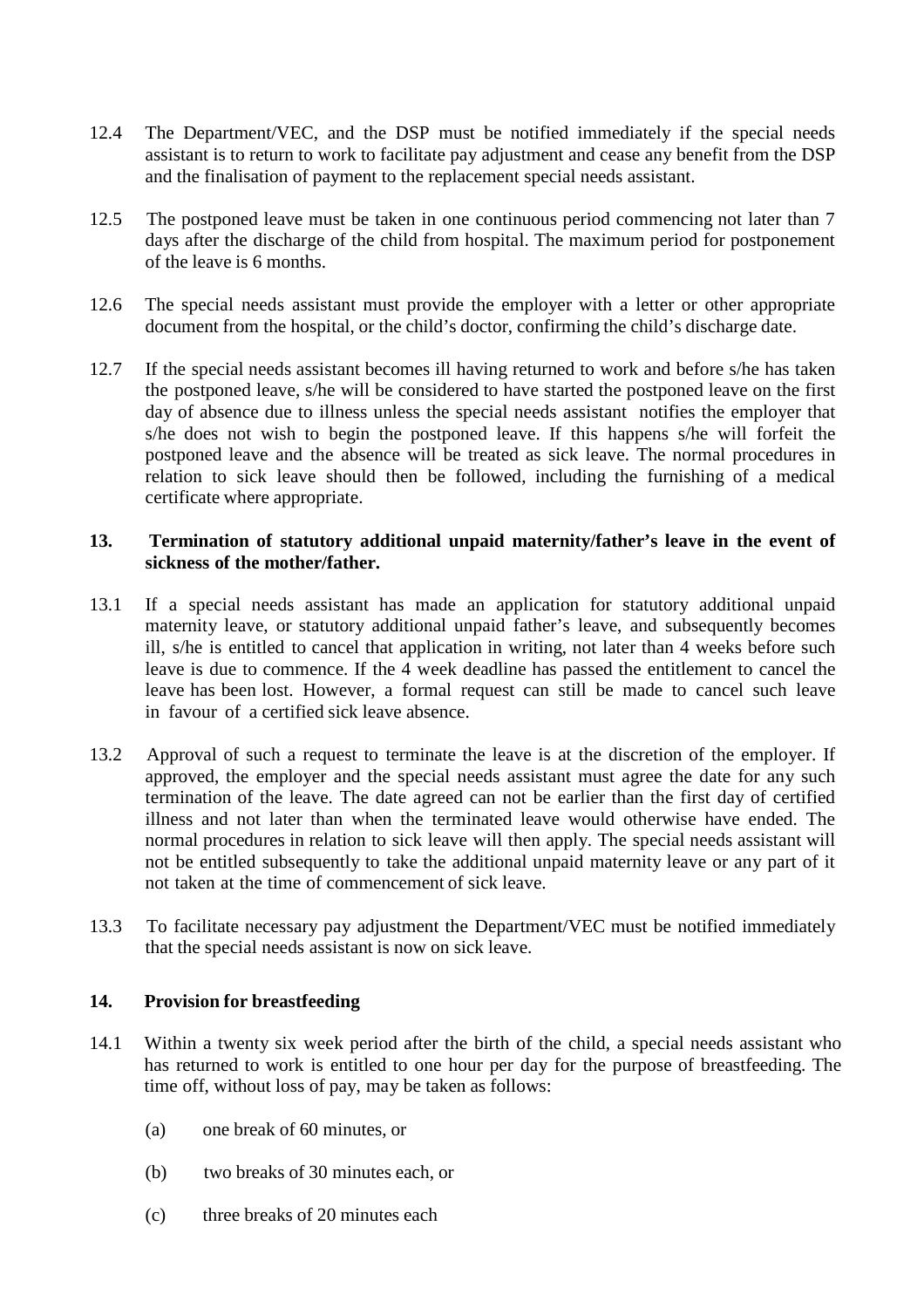12.4 The Department/VEC, and the DSP must be notified immediately if the special needs assistant is to return to work to facilitate pay adjustment and cease any benefit from the DSP and the finalisation of payment to the replacement special needs assistant.

12.5 The postponed leave must be taken in one continuous period commencing not later than 7 days after the discharge of the child from hospital. The maximum period for postponement of the leave is 6 months.

12.6 The special needs assistant must provide the employer with a letter or other appropriate document from the hospital, or the child's doctor, confirming the child's discharge date.

12.7 If the special needs assistant becomes ill having returned to work and before s/he has taken the postponed leave, s/he will be considered to have started the postponed leave on the first day of absence due to illness unless the special needs assistant notifies the employer that s/he does not wish to begin the postponed leave. If this happens s/he will forfeit the postponed leave and the absence will be treated as sick leave. The normal procedures in relation to sick leave should then be followed, including the furnishing of a medical certificate where appropriate.

## 13. Termination of statutory additional unpaid maternity/father's leave in the event of sickness of the mother/father.

13.1 If a special needs assistant has made an application for statutory additional unpaid maternity leave, or statutory additional unpaid father's leave, and subsequently becomes ill, s/he is entitled to cancel that application in writing, not later than 4 weeks before such leave is due to commence. If the 4 week deadline has passed the entitlement to cancel the leave has been lost. However, a formal request can still be made to cancel such leave in favour of a certified sick leave absence.

13.2 Approval of such a request to terminate the leave is at the discretion of the employer. If approved, the employer and the special needs assistant must agree the date for any such termination of the leave. The date agreed can not be earlier than the first day of certified illness and not later than when the terminated leave would otherwise have ended. The normal procedures in relation to sick leave will then apply. The special needs assistant will not be entitled subsequently to take the additional unpaid maternity leave or any part of it not taken at the time of commencement of sick leave.

13.3 To facilitate necessary pay adjustment the Department/VEC must be notified immediately that the special needs assistant is now on sick leave.

## 14. Provision for breastfeeding

14.1 Within a twenty six week period after the birth of the child, a special needs assistant who has returned to work is entitled to one hour per day for the purpose of breastfeeding. The time off, without loss of pay, may be taken as follows:

(a) one break of 60 minutes, or

(b) two breaks of 30 minutes each, or

(c) three breaks of 20 minutes each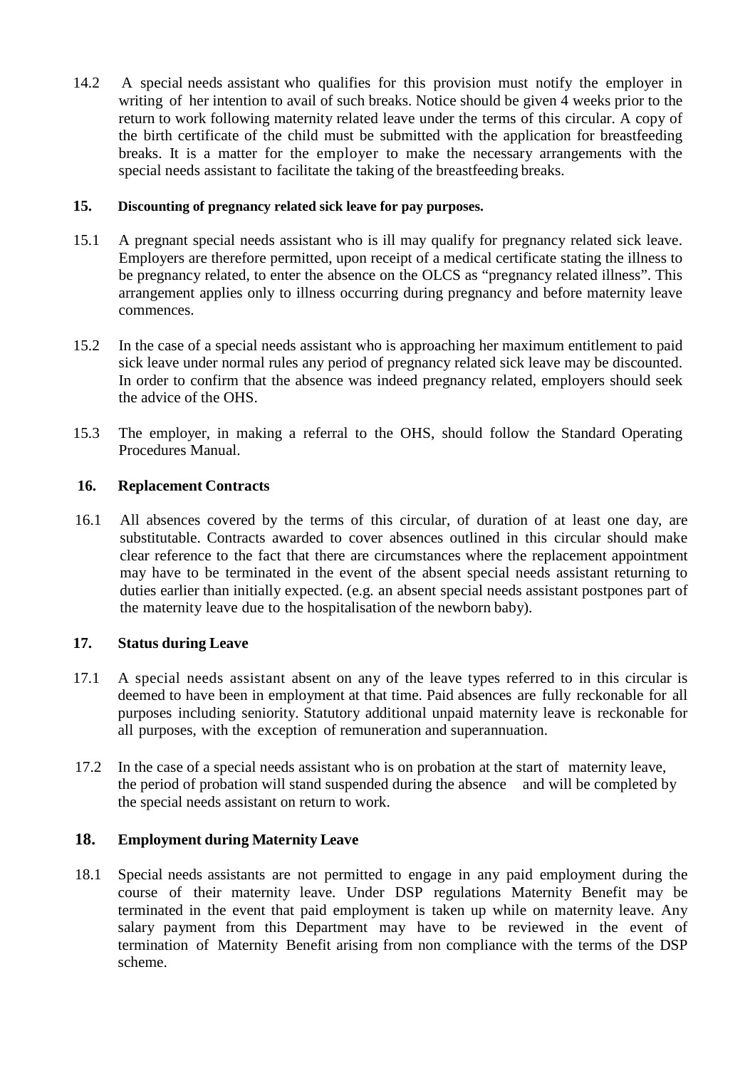14.2 A special needs assistant who qualifies for this provision must notify the employer in writing of her intention to avail of such breaks. Notice should be given 4 weeks prior to the return to work following maternity related leave under the terms of this circular. A copy of the birth certificate of the child must be submitted with the application for breastfeeding breaks. It is a matter for the employer to make the necessary arrangements with the special needs assistant to facilitate the taking of the breastfeeding breaks.

## 15. Discounting of pregnancy related sick leave for pay purposes.

15.1 A pregnant special needs assistant who is ill may qualify for pregnancy related sick leave. Employers are therefore permitted, upon receipt of a medical certificate stating the illness to be pregnancy related, to enter the absence on the OLCS as "pregnancy related illness". This arrangement applies only to illness occurring during pregnancy and before maternity leave commences.

15.2 In the case of a special needs assistant who is approaching her maximum entitlement to paid sick leave under normal rules any period of pregnancy related sick leave may be discounted. In order to confirm that the absence was indeed pregnancy related, employers should seek the advice of the OHS.

15.3 The employer, in making a referral to the OHS, should follow the Standard Operating Procedures Manual.

## 16. Replacement Contracts

16.1 All absences covered by the terms of this circular, of duration of at least one day, are substitutable. Contracts awarded to cover absences outlined in this circular should make clear reference to the fact that there are circumstances where the replacement appointment may have to be terminated in the event of the absent special needs assistant returning to duties earlier than initially expected. (e.g. an absent special needs assistant postpones part of the maternity leave due to the hospitalisation of the newborn baby).

## 17. Status during Leave

17.1 A special needs assistant absent on any of the leave types referred to in this circular is deemed to have been in employment at that time. Paid absences are fully reckonable for all purposes including seniority. Statutory additional unpaid maternity leave is reckonable for all purposes, with the exception of remuneration and superannuation.

17.2 In the case of a special needs assistant who is on probation at the start of maternity leave, the period of probation will stand suspended during the absence and will be completed by the special needs assistant on return to work.

## 18. Employment during Maternity Leave

18.1 Special needs assistants are not permitted to engage in any paid employment during the course of their maternity leave. Under DSP regulations Maternity Benefit may be terminated in the event that paid employment is taken up while on maternity leave. Any salary payment from this Department may have to be reviewed in the event of termination of Maternity Benefit arising from non compliance with the terms of the DSP scheme.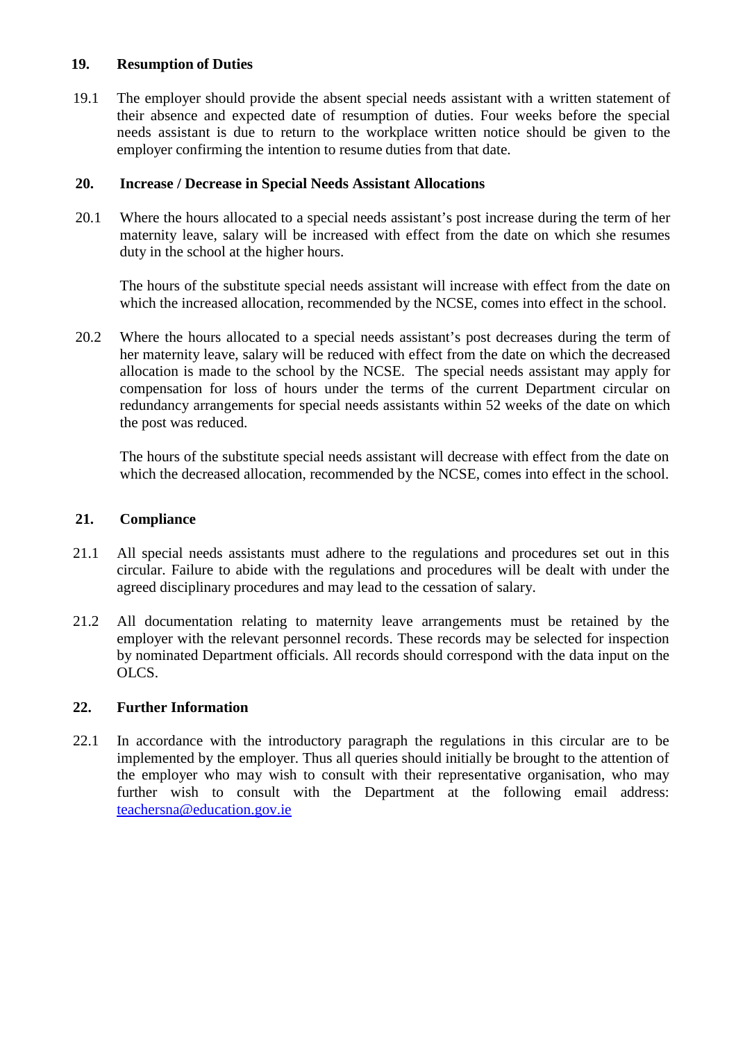## 19. Resumption of Duties

19.1 The employer should provide the absent special needs assistant with a written statement of their absence and expected date of resumption of duties. Four weeks before the special needs assistant is due to return to the workplace written notice should be given to the employer confirming the intention to resume duties from that date.

## 20. Increase / Decrease in Special Needs Assistant Allocations

20.1 Where the hours allocated to a special needs assistant's post increase during the term of her maternity leave, salary will be increased with effect from the date on which she resumes duty in the school at the higher hours.

The hours of the substitute special needs assistant will increase with effect from the date on which the increased allocation, recommended by the NCSE, comes into effect in the school.

20.2 Where the hours allocated to a special needs assistant's post decreases during the term of her maternity leave, salary will be reduced with effect from the date on which the decreased allocation is made to the school by the NCSE. The special needs assistant may apply for compensation for loss of hours under the terms of the current Department circular on redundancy arrangements for special needs assistants within 52 weeks of the date on which the post was reduced.

The hours of the substitute special needs assistant will decrease with effect from the date on which the decreased allocation, recommended by the NCSE, comes into effect in the school.

## 21. Compliance

21.1 All special needs assistants must adhere to the regulations and procedures set out in this circular. Failure to abide with the regulations and procedures will be dealt with under the agreed disciplinary procedures and may lead to the cessation of salary.

21.2 All documentation relating to maternity leave arrangements must be retained by the employer with the relevant personnel records. These records may be selected for inspection by nominated Department officials. All records should correspond with the data input on the OLCS.

## 22. Further Information

22.1 In accordance with the introductory paragraph the regulations in this circular are to be implemented by the employer. Thus all queries should initially be brought to the attention of the employer who may wish to consult with their representative organisation, who may further wish to consult with the Department at the following email address: teachersna@education.gov.ie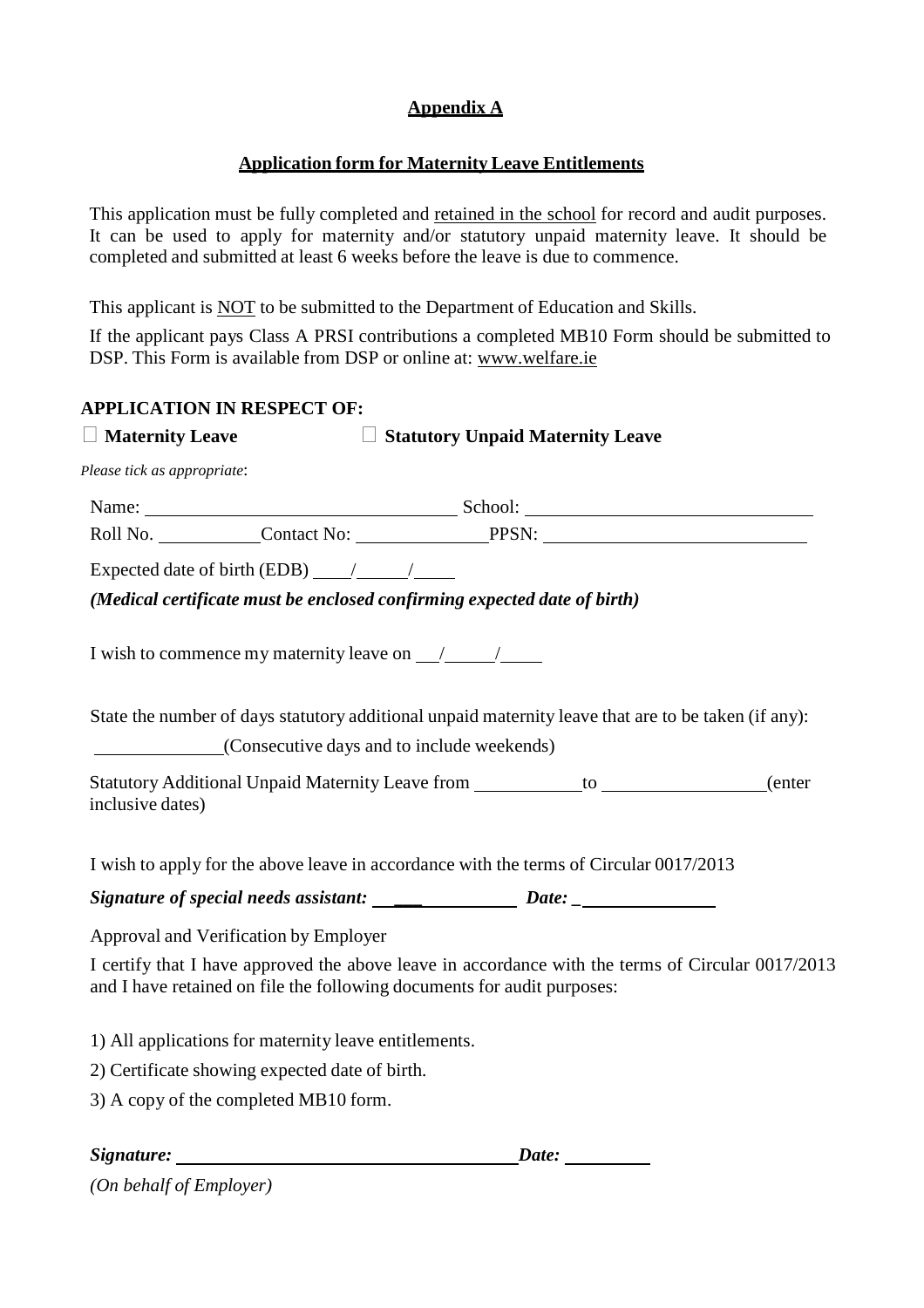**Appendix A**

**Application form for Maternity Leave Entitlements**

This application must be fully completed and retained in the school for record and audit purposes. It can be used to apply for maternity and/or statutory unpaid maternity leave. It should be completed and submitted at least 6 weeks before the leave is due to commence.

This applicant is NOT to be submitted to the Department of Education and Skills.

If the applicant pays Class A PRSI contributions a completed MB10 Form should be submitted to DSP. This Form is available from DSP or online at: www.welfare.ie

**APPLICATION IN RESPECT OF:**

☐ **Maternity Leave** ☐ **Statutory Unpaid Maternity Leave**

*Please tick as appropriate*:

Name: ______________________________ School: ______________________________

Roll No. __________ Contact No: ______________ PPSN: ____________________________

Expected date of birth (EDB) ____/_____/____

***(Medical certificate must be enclosed confirming expected date of birth)***

I wish to commence my maternity leave on ___/_____/____

State the number of days statutory additional unpaid maternity leave that are to be taken (if any):

_____________(Consecutive days and to include weekends)

Statutory Additional Unpaid Maternity Leave from ___________to _________________(enter inclusive dates)

I wish to apply for the above leave in accordance with the terms of Circular 0017/2013

***Signature of special needs assistant:*** ________________ ***Date:*** _______________

Approval and Verification by Employer

I certify that I have approved the above leave in accordance with the terms of Circular 0017/2013 and I have retained on file the following documents for audit purposes:

1) All applications for maternity leave entitlements.

2) Certificate showing expected date of birth.

3) A copy of the completed MB10 form.

***Signature:*** _____________________________________ ***Date:*** _________

*(On behalf of Employer)*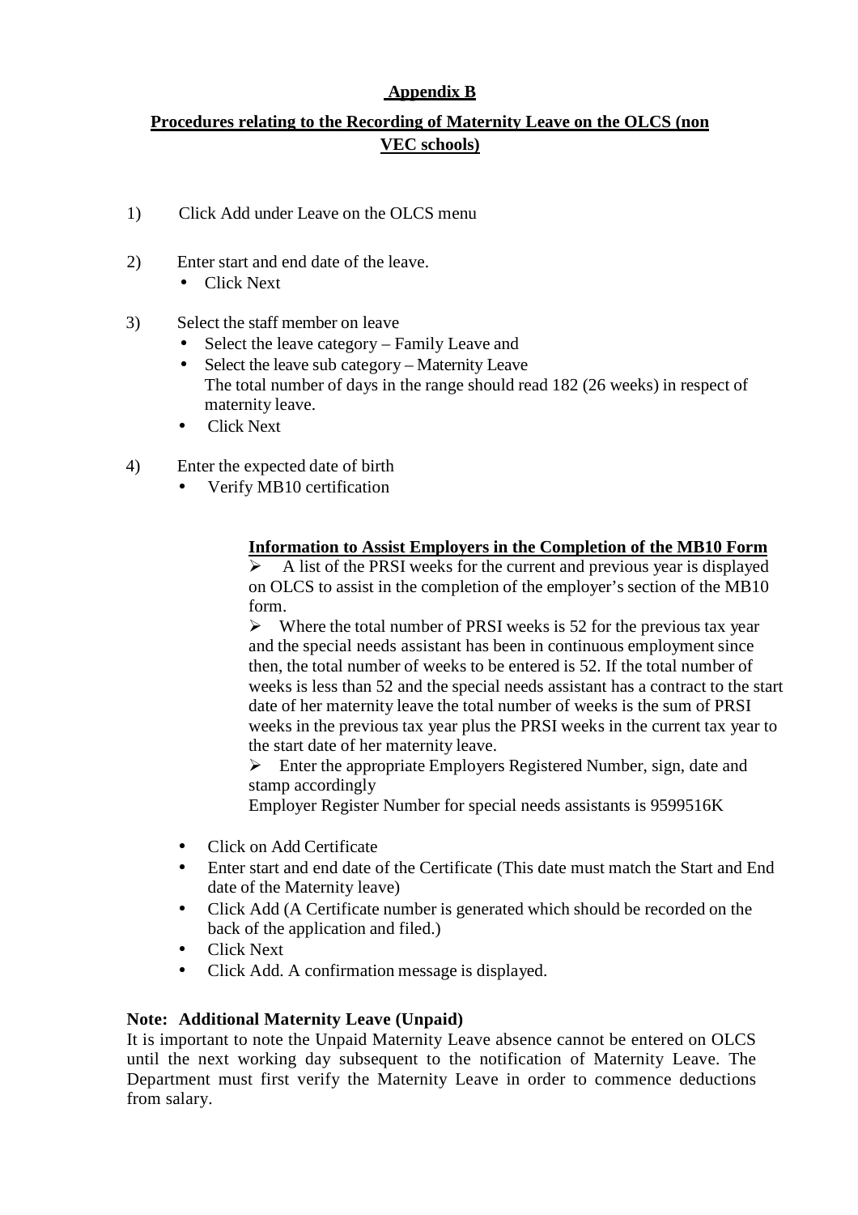## Appendix B

## Procedures relating to the Recording of Maternity Leave on the OLCS (non VEC schools)

1) Click Add under Leave on the OLCS menu

2) Enter start and end date of the leave.
   - Click Next

3) Select the staff member on leave
   - Select the leave category – Family Leave and
   - Select the leave sub category – Maternity Leave
     The total number of days in the range should read 182 (26 weeks) in respect of maternity leave.
   - Click Next

4) Enter the expected date of birth
   - Verify MB10 certification

**Information to Assist Employers in the Completion of the MB10 Form**

- A list of the PRSI weeks for the current and previous year is displayed on OLCS to assist in the completion of the employer's section of the MB10 form.
- Where the total number of PRSI weeks is 52 for the previous tax year and the special needs assistant has been in continuous employment since then, the total number of weeks to be entered is 52. If the total number of weeks is less than 52 and the special needs assistant has a contract to the start date of her maternity leave the total number of weeks is the sum of PRSI weeks in the previous tax year plus the PRSI weeks in the current tax year to the start date of her maternity leave.
- Enter the appropriate Employers Registered Number, sign, date and stamp accordingly

Employer Register Number for special needs assistants is 9599516K

- Click on Add Certificate
- Enter start and end date of the Certificate (This date must match the Start and End date of the Maternity leave)
- Click Add (A Certificate number is generated which should be recorded on the back of the application and filed.)
- Click Next
- Click Add. A confirmation message is displayed.

**Note: Additional Maternity Leave (Unpaid)**

It is important to note the Unpaid Maternity Leave absence cannot be entered on OLCS until the next working day subsequent to the notification of Maternity Leave. The Department must first verify the Maternity Leave in order to commence deductions from salary.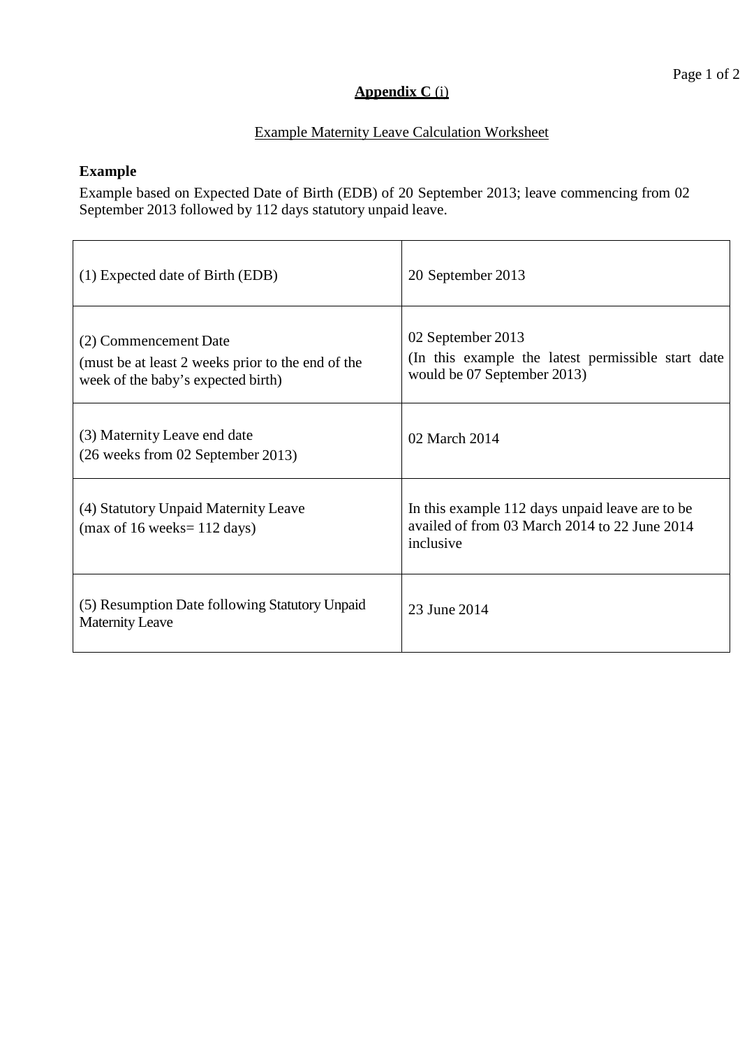# **Appendix C** (i)

Example Maternity Leave Calculation Worksheet

**Example**

Example based on Expected Date of Birth (EDB) of 20 September 2013; leave commencing from 02 September 2013 followed by 112 days statutory unpaid leave.

| | |
|---|---|
| (1) Expected date of Birth (EDB) | 20 September 2013 |
| (2) Commencement Date (must be at least 2 weeks prior to the end of the week of the baby's expected birth) | 02 September 2013 (In this example the latest permissible start date would be 07 September 2013) |
| (3) Maternity Leave end date (26 weeks from 02 September 2013) | 02 March 2014 |
| (4) Statutory Unpaid Maternity Leave (max of 16 weeks= 112 days) | In this example 112 days unpaid leave are to be availed of from 03 March 2014 to 22 June 2014 inclusive |
| (5) Resumption Date following Statutory Unpaid Maternity Leave | 23 June 2014 |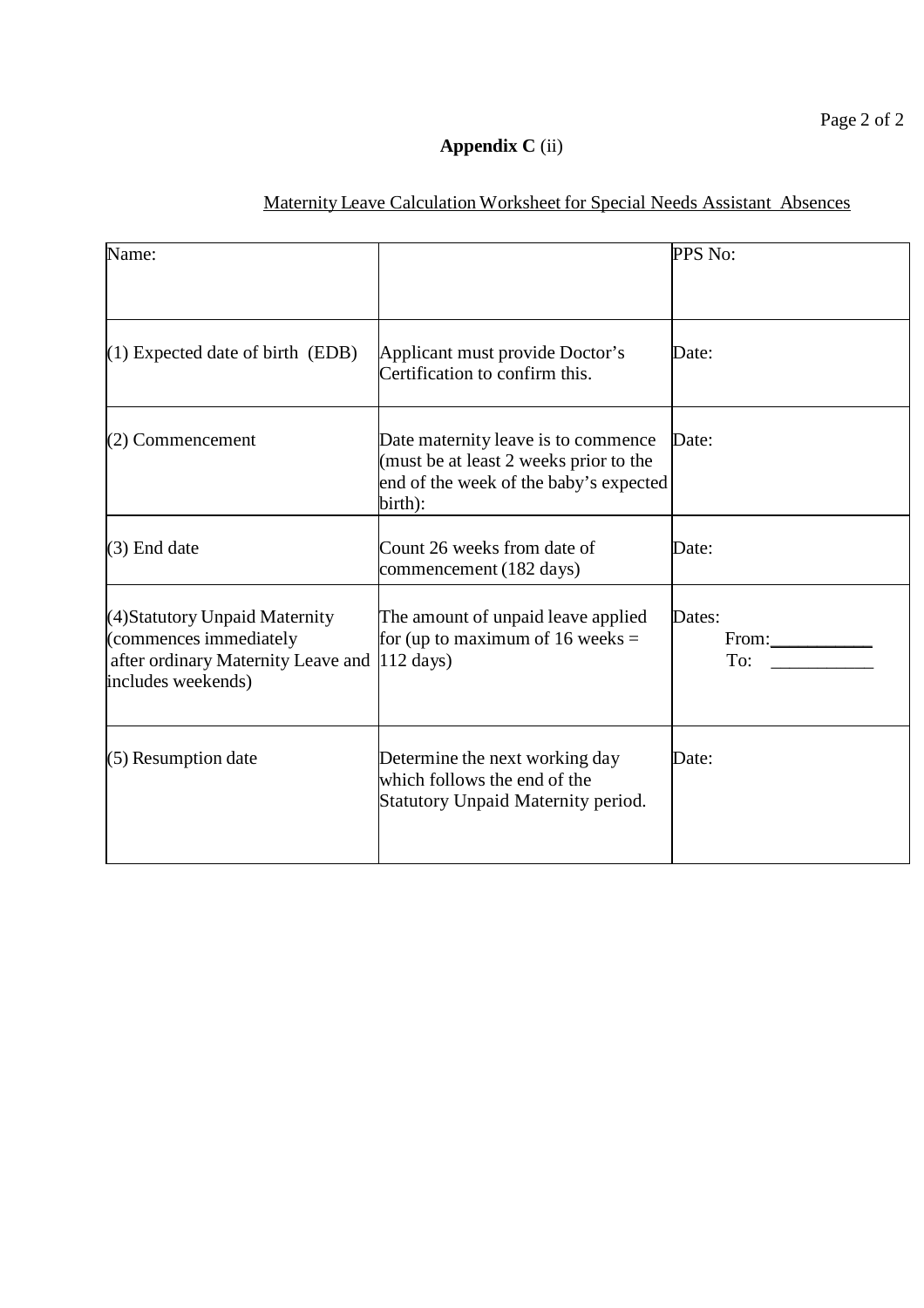**Appendix C** (ii)

Maternity Leave Calculation Worksheet for Special Needs Assistant Absences

| | | |
|---|---|---|
| Name: | | PPS No: |
| (1) Expected date of birth (EDB) | Applicant must provide Doctor's Certification to confirm this. | Date: |
| (2) Commencement | Date maternity leave is to commence (must be at least 2 weeks prior to the end of the week of the baby's expected birth): | Date: |
| (3) End date | Count 26 weeks from date of commencement (182 days) | Date: |
| (4)Statutory Unpaid Maternity (commences immediately after ordinary Maternity Leave and includes weekends) | The amount of unpaid leave applied for (up to maximum of 16 weeks = 112 days) | Dates: From:___________ To: ___________ |
| (5) Resumption date | Determine the next working day which follows the end of the Statutory Unpaid Maternity period. | Date: |